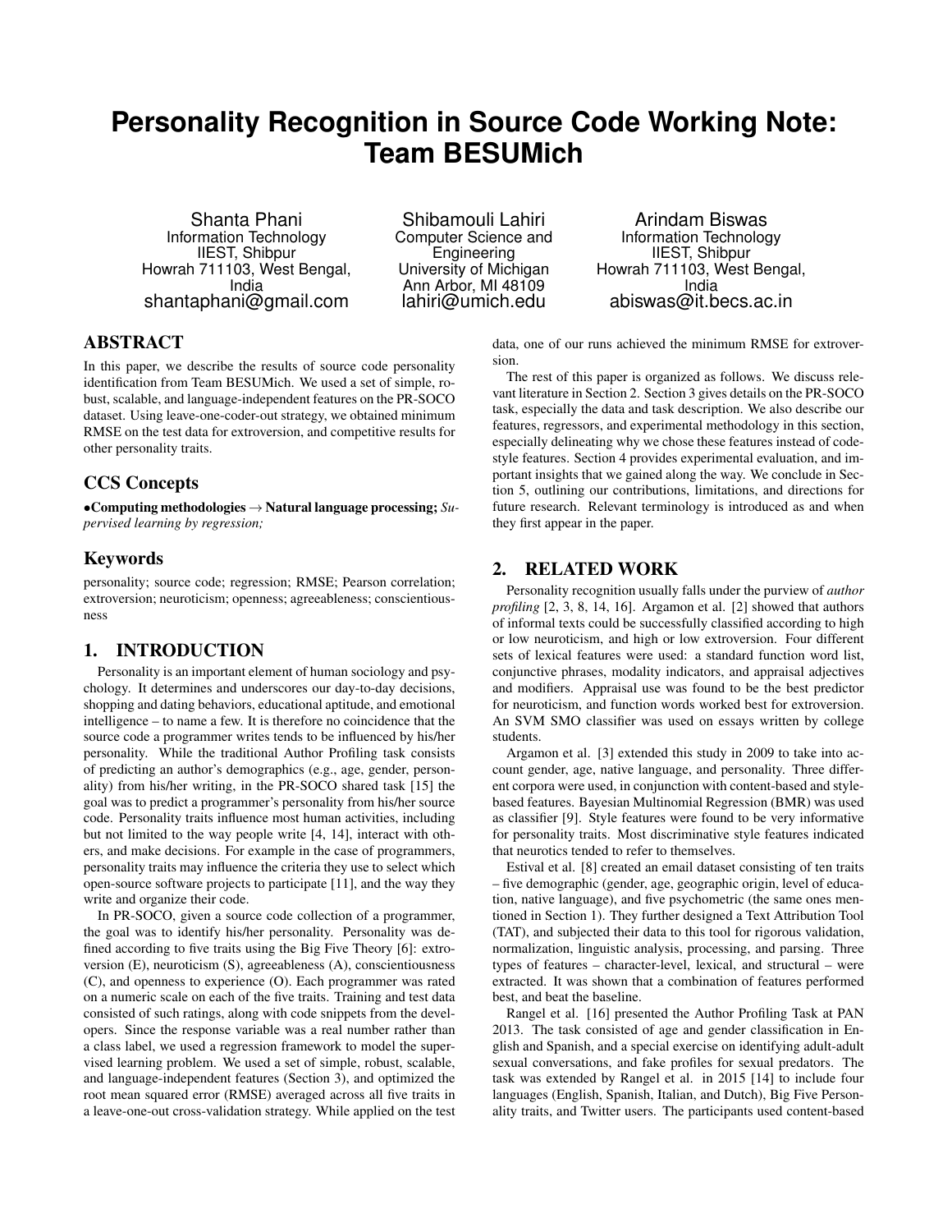# Personality Recognition in Source Code Working Note: Team BESUMich

Shanta Phani
Information Technology
IIEST, Shibpur
Howrah 711103, West Bengal, India
shantaphani@gmail.com

Shibamouli Lahiri
Computer Science and Engineering
University of Michigan
Ann Arbor, MI 48109
lahiri@umich.edu

Arindam Biswas
Information Technology
IIEST, Shibpur
Howrah 711103, West Bengal, India
abiswas@it.becs.ac.in

## ABSTRACT

In this paper, we describe the results of source code personality identification from Team BESUMich. We used a set of simple, robust, scalable, and language-independent features on the PR-SOCO dataset. Using leave-one-coder-out strategy, we obtained minimum RMSE on the test data for extroversion, and competitive results for other personality traits.

## CCS Concepts

•**Computing methodologies** → **Natural language processing;** *Supervised learning by regression;*

## Keywords

personality; source code; regression; RMSE; Pearson correlation; extroversion; neuroticism; openness; agreeableness; conscientiousness

## 1. INTRODUCTION

Personality is an important element of human sociology and psychology. It determines and underscores our day-to-day decisions, shopping and dating behaviors, educational aptitude, and emotional intelligence – to name a few. It is therefore no coincidence that the source code a programmer writes tends to be influenced by his/her personality. While the traditional Author Profiling task consists of predicting an author's demographics (e.g., age, gender, personality) from his/her writing, in the PR-SOCO shared task [15] the goal was to predict a programmer's personality from his/her source code. Personality traits influence most human activities, including but not limited to the way people write [4, 14], interact with others, and make decisions. For example in the case of programmers, personality traits may influence the criteria they use to select which open-source software projects to participate [11], and the way they write and organize their code.

In PR-SOCO, given a source code collection of a programmer, the goal was to identify his/her personality. Personality was defined according to five traits using the Big Five Theory [6]: extroversion (E), neuroticism (S), agreeableness (A), conscientiousness (C), and openness to experience (O). Each programmer was rated on a numeric scale on each of the five traits. Training and test data consisted of such ratings, along with code snippets from the developers. Since the response variable was a real number rather than a class label, we used a regression framework to model the supervised learning problem. We used a set of simple, robust, scalable, and language-independent features (Section 3), and optimized the root mean squared error (RMSE) averaged across all five traits in a leave-one-out cross-validation strategy. While applied on the test data, one of our runs achieved the minimum RMSE for extroversion.

The rest of this paper is organized as follows. We discuss relevant literature in Section 2. Section 3 gives details on the PR-SOCO task, especially the data and task description. We also describe our features, regressors, and experimental methodology in this section, especially delineating why we chose these features instead of code-style features. Section 4 provides experimental evaluation, and important insights that we gained along the way. We conclude in Section 5, outlining our contributions, limitations, and directions for future research. Relevant terminology is introduced as and when they first appear in the paper.

## 2. RELATED WORK

Personality recognition usually falls under the purview of *author profiling* [2, 3, 8, 14, 16]. Argamon et al. [2] showed that authors of informal texts could be successfully classified according to high or low neuroticism, and high or low extroversion. Four different sets of lexical features were used: a standard function word list, conjunctive phrases, modality indicators, and appraisal adjectives and modifiers. Appraisal use was found to be the best predictor for neuroticism, and function words worked best for extroversion. An SVM SMO classifier was used on essays written by college students.

Argamon et al. [3] extended this study in 2009 to take into account gender, age, native language, and personality. Three different corpora were used, in conjunction with content-based and style-based features. Bayesian Multinomial Regression (BMR) was used as classifier [9]. Style features were found to be very informative for personality traits. Most discriminative style features indicated that neurotics tended to refer to themselves.

Estival et al. [8] created an email dataset consisting of ten traits – five demographic (gender, age, geographic origin, level of education, native language), and five psychometric (the same ones mentioned in Section 1). They further designed a Text Attribution Tool (TAT), and subjected their data to this tool for rigorous validation, normalization, linguistic analysis, processing, and parsing. Three types of features – character-level, lexical, and structural – were extracted. It was shown that a combination of features performed best, and beat the baseline.

Rangel et al. [16] presented the Author Profiling Task at PAN 2013. The task consisted of age and gender classification in English and Spanish, and a special exercise on identifying adult-adult sexual conversations, and fake profiles for sexual predators. The task was extended by Rangel et al. in 2015 [14] to include four languages (English, Spanish, Italian, and Dutch), Big Five Personality traits, and Twitter users. The participants used content-based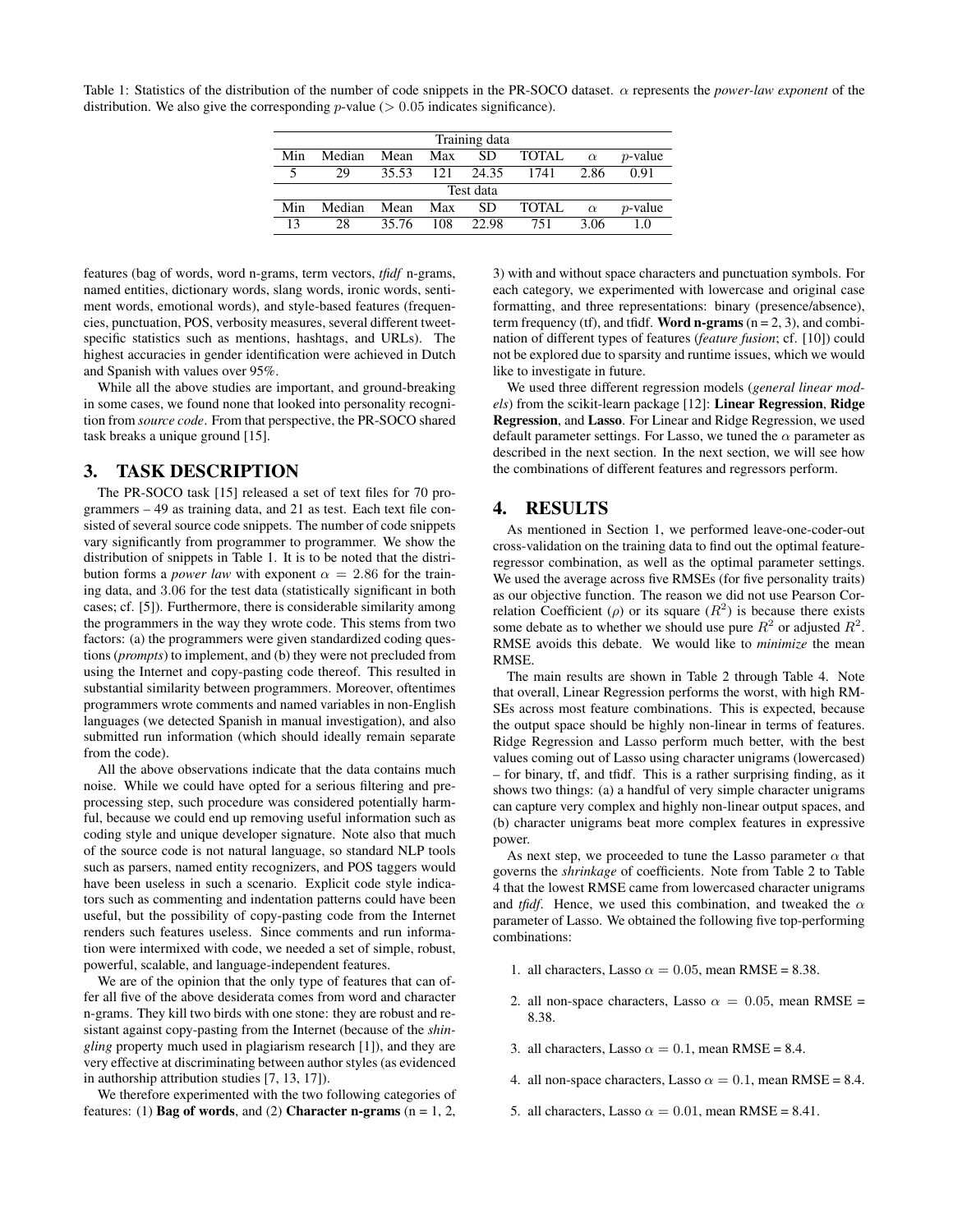Table 1: Statistics of the distribution of the number of code snippets in the PR-SOCO dataset. $\alpha$ represents the *power-law exponent* of the distribution. We also give the corresponding $p$-value ($> 0.05$ indicates significance).

| Training data | | | | | | | |
|---|---|---|---|---|---|---|---|
| Min | Median | Mean | Max | SD | TOTAL | $\alpha$ | $p$-value |
| 5 | 29 | 35.53 | 121 | 24.35 | 1741 | 2.86 | 0.91 |
| **Test data** | | | | | | | |
| Min | Median | Mean | Max | SD | TOTAL | $\alpha$ | $p$-value |
| 13 | 28 | 35.76 | 108 | 22.98 | 751 | 3.06 | 1.0 |

features (bag of words, word n-grams, term vectors, *tfidf* n-grams, named entities, dictionary words, slang words, ironic words, sentiment words, emotional words), and style-based features (frequencies, punctuation, POS, verbosity measures, several different tweet-specific statistics such as mentions, hashtags, and URLs). The highest accuracies in gender identification were achieved in Dutch and Spanish with values over 95%.

While all the above studies are important, and ground-breaking in some cases, we found none that looked into personality recognition from *source code*. From that perspective, the PR-SOCO shared task breaks a unique ground [15].

## 3. TASK DESCRIPTION

The PR-SOCO task [15] released a set of text files for 70 programmers – 49 as training data, and 21 as test. Each text file consisted of several source code snippets. The number of code snippets vary significantly from programmer to programmer. We show the distribution of snippets in Table 1. It is to be noted that the distribution forms a *power law* with exponent $\alpha = 2.86$ for the training data, and $3.06$ for the test data (statistically significant in both cases; cf. [5]). Furthermore, there is considerable similarity among the programmers in the way they wrote code. This stems from two factors: (a) the programmers were given standardized coding questions (*prompts*) to implement, and (b) they were not precluded from using the Internet and copy-pasting code thereof. This resulted in substantial similarity between programmers. Moreover, oftentimes programmers wrote comments and named variables in non-English languages (we detected Spanish in manual investigation), and also submitted run information (which should ideally remain separate from the code).

All the above observations indicate that the data contains much noise. While we could have opted for a serious filtering and preprocessing step, such procedure was considered potentially harmful, because we could end up removing useful information such as coding style and unique developer signature. Note also that much of the source code is not natural language, so standard NLP tools such as parsers, named entity recognizers, and POS taggers would have been useless in such a scenario. Explicit code style indicators such as commenting and indentation patterns could have been useful, but the possibility of copy-pasting code from the Internet renders such features useless. Since comments and run information were intermixed with code, we needed a set of simple, robust, powerful, scalable, and language-independent features.

We are of the opinion that the only type of features that can offer all five of the above desiderata comes from word and character n-grams. They kill two birds with one stone: they are robust and resistant against copy-pasting from the Internet (because of the *shingling* property much used in plagiarism research [1]), and they are very effective at discriminating between author styles (as evidenced in authorship attribution studies [7, 13, 17]).

We therefore experimented with the two following categories of features: (1) **Bag of words**, and (2) **Character n-grams** (n = 1, 2, 3) with and without space characters and punctuation symbols. For each category, we experimented with lowercase and original case formatting, and three representations: binary (presence/absence), term frequency (tf), and tfidf. **Word n-grams** (n = 2, 3), and combination of different types of features (*feature fusion*; cf. [10]) could not be explored due to sparsity and runtime issues, which we would like to investigate in future.

We used three different regression models (*general linear models*) from the scikit-learn package [12]: **Linear Regression**, **Ridge Regression**, and **Lasso**. For Linear and Ridge Regression, we used default parameter settings. For Lasso, we tuned the $\alpha$ parameter as described in the next section. In the next section, we will see how the combinations of different features and regressors perform.

## 4. RESULTS

As mentioned in Section 1, we performed leave-one-coder-out cross-validation on the training data to find out the optimal feature-regressor combination, as well as the optimal parameter settings. We used the average across five RMSEs (for five personality traits) as our objective function. The reason we did not use Pearson Correlation Coefficient ($\rho$) or its square ($R^2$) is because there exists some debate as to whether we should use pure $R^2$ or adjusted $R^2$. RMSE avoids this debate. We would like to *minimize* the mean RMSE.

The main results are shown in Table 2 through Table 4. Note that overall, Linear Regression performs the worst, with high RMSEs across most feature combinations. This is expected, because the output space should be highly non-linear in terms of features. Ridge Regression and Lasso perform much better, with the best values coming out of Lasso using character unigrams (lowercased) – for binary, tf, and tfidf. This is a rather surprising finding, as it shows two things: (a) a handful of very simple character unigrams can capture very complex and highly non-linear output spaces, and (b) character unigrams beat more complex features in expressive power.

As next step, we proceeded to tune the Lasso parameter $\alpha$ that governs the *shrinkage* of coefficients. Note from Table 2 to Table 4 that the lowest RMSE came from lowercased character unigrams and *tfidf*. Hence, we used this combination, and tweaked the $\alpha$ parameter of Lasso. We obtained the following five top-performing combinations:

1. all characters, Lasso $\alpha = 0.05$, mean RMSE = 8.38.
2. all non-space characters, Lasso $\alpha = 0.05$, mean RMSE = 8.38.
3. all characters, Lasso $\alpha = 0.1$, mean RMSE = 8.4.
4. all non-space characters, Lasso $\alpha = 0.1$, mean RMSE = 8.4.
5. all characters, Lasso $\alpha = 0.01$, mean RMSE = 8.41.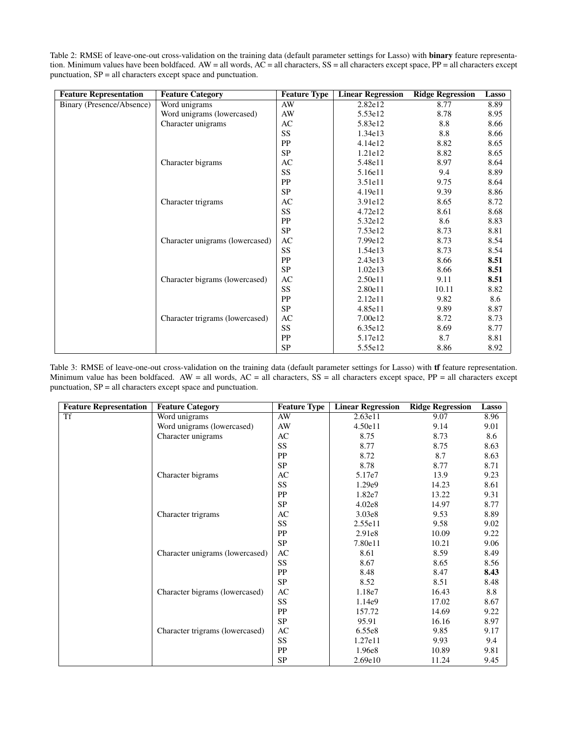Table 2: RMSE of leave-one-out cross-validation on the training data (default parameter settings for Lasso) with **binary** feature representation. Minimum values have been boldfaced. AW = all words, AC = all characters, SS = all characters except space, PP = all characters except punctuation, SP = all characters except space and punctuation.

| Feature Representation | Feature Category | Feature Type | Linear Regression | Ridge Regression | Lasso |
|---|---|---|---|---|---|
| Binary (Presence/Absence) | Word unigrams | AW | 2.82e12 | 8.77 | 8.89 |
| | Word unigrams (lowercased) | AW | 5.53e12 | 8.78 | 8.95 |
| | Character unigrams | AC | 5.83e12 | 8.8 | 8.66 |
| | | SS | 1.34e13 | 8.8 | 8.66 |
| | | PP | 4.14e12 | 8.82 | 8.65 |
| | | SP | 1.21e12 | 8.82 | 8.65 |
| | Character bigrams | AC | 5.48e11 | 8.97 | 8.64 |
| | | SS | 5.16e11 | 9.4 | 8.89 |
| | | PP | 3.51e11 | 9.75 | 8.64 |
| | | SP | 4.19e11 | 9.39 | 8.86 |
| | Character trigrams | AC | 3.91e12 | 8.65 | 8.72 |
| | | SS | 4.72e12 | 8.61 | 8.68 |
| | | PP | 5.32e12 | 8.6 | 8.83 |
| | | SP | 7.53e12 | 8.73 | 8.81 |
| | Character unigrams (lowercased) | AC | 7.99e12 | 8.73 | 8.54 |
| | | SS | 1.54e13 | 8.73 | 8.54 |
| | | PP | 2.43e13 | 8.66 | **8.51** |
| | | SP | 1.02e13 | 8.66 | **8.51** |
| | Character bigrams (lowercased) | AC | 2.50e11 | 9.11 | **8.51** |
| | | SS | 2.80e11 | 10.11 | 8.82 |
| | | PP | 2.12e11 | 9.82 | 8.6 |
| | | SP | 4.85e11 | 9.89 | 8.87 |
| | Character trigrams (lowercased) | AC | 7.00e12 | 8.72 | 8.73 |
| | | SS | 6.35e12 | 8.69 | 8.77 |
| | | PP | 5.17e12 | 8.7 | 8.81 |
| | | SP | 5.55e12 | 8.86 | 8.92 |

Table 3: RMSE of leave-one-out cross-validation on the training data (default parameter settings for Lasso) with **tf** feature representation. Minimum value has been boldfaced. AW = all words, AC = all characters, SS = all characters except space, PP = all characters except punctuation, SP = all characters except space and punctuation.

| Feature Representation | Feature Category | Feature Type | Linear Regression | Ridge Regression | Lasso |
|---|---|---|---|---|---|
| Tf | Word unigrams | AW | 2.63e11 | 9.07 | 8.96 |
| | Word unigrams (lowercased) | AW | 4.50e11 | 9.14 | 9.01 |
| | Character unigrams | AC | 8.75 | 8.73 | 8.6 |
| | | SS | 8.77 | 8.75 | 8.63 |
| | | PP | 8.72 | 8.7 | 8.63 |
| | | SP | 8.78 | 8.77 | 8.71 |
| | Character bigrams | AC | 5.17e7 | 13.9 | 9.23 |
| | | SS | 1.29e9 | 14.23 | 8.61 |
| | | PP | 1.82e7 | 13.22 | 9.31 |
| | | SP | 4.02e8 | 14.97 | 8.77 |
| | Character trigrams | AC | 3.03e8 | 9.53 | 8.89 |
| | | SS | 2.55e11 | 9.58 | 9.02 |
| | | PP | 2.91e8 | 10.09 | 9.22 |
| | | SP | 7.80e11 | 10.21 | 9.06 |
| | Character unigrams (lowercased) | AC | 8.61 | 8.59 | 8.49 |
| | | SS | 8.67 | 8.65 | 8.56 |
| | | PP | 8.48 | 8.47 | **8.43** |
| | | SP | 8.52 | 8.51 | 8.48 |
| | Character bigrams (lowercased) | AC | 1.18e7 | 16.43 | 8.8 |
| | | SS | 1.14e9 | 17.02 | 8.67 |
| | | PP | 157.72 | 14.69 | 9.22 |
| | | SP | 95.91 | 16.16 | 8.97 |
| | Character trigrams (lowercased) | AC | 6.55e8 | 9.85 | 9.17 |
| | | SS | 1.27e11 | 9.93 | 9.4 |
| | | PP | 1.96e8 | 10.89 | 9.81 |
| | | SP | 2.69e10 | 11.24 | 9.45 |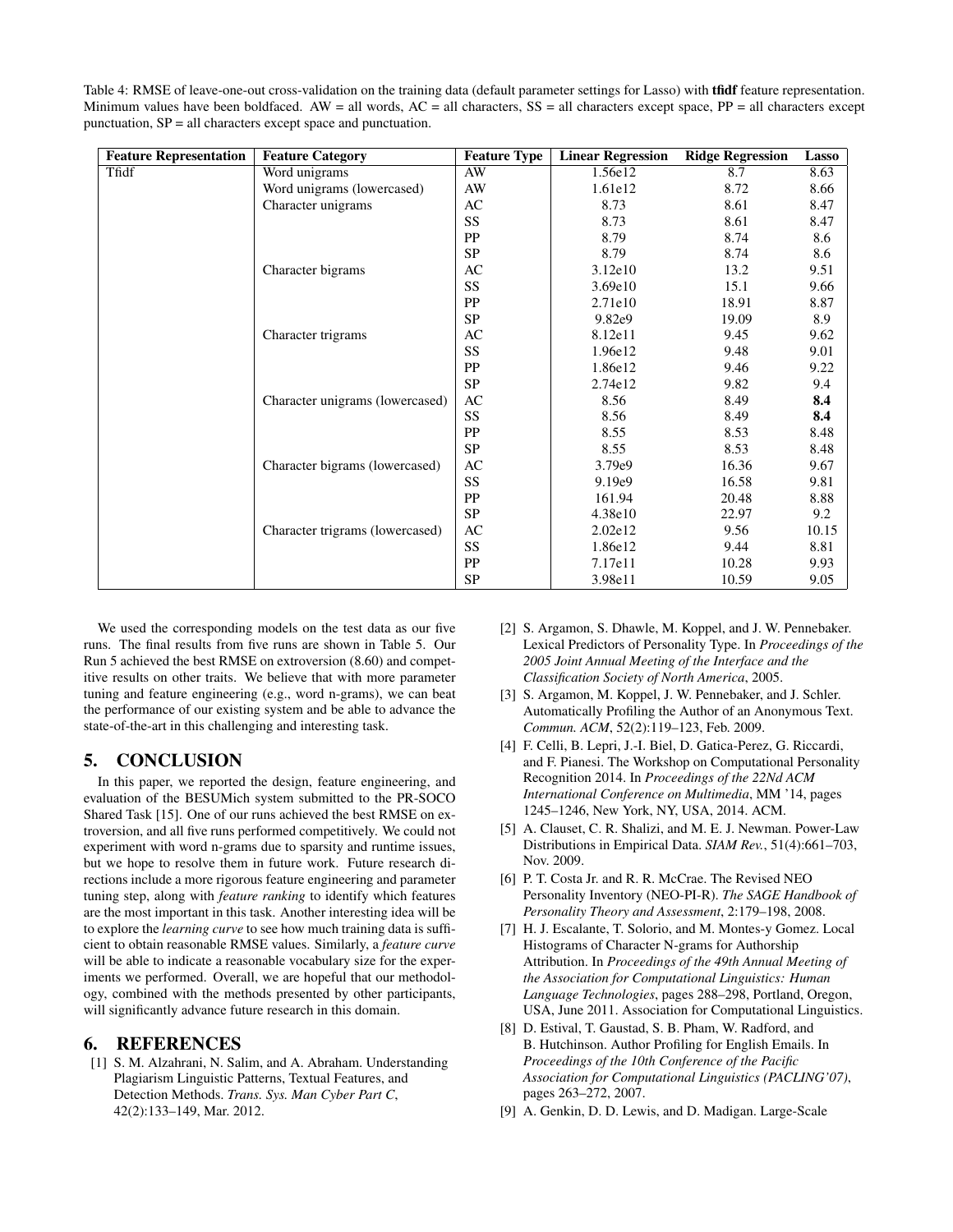Table 4: RMSE of leave-one-out cross-validation on the training data (default parameter settings for Lasso) with **tfidf** feature representation. Minimum values have been boldfaced. AW = all words, AC = all characters, SS = all characters except space, PP = all characters except punctuation, SP = all characters except space and punctuation.

| Feature Representation | Feature Category | Feature Type | Linear Regression | Ridge Regression | Lasso |
|---|---|---|---|---|---|
| Tfidf | Word unigrams | AW | 1.56e12 | 8.7 | 8.63 |
| | Word unigrams (lowercased) | AW | 1.61e12 | 8.72 | 8.66 |
| | Character unigrams | AC | 8.73 | 8.61 | 8.47 |
| | | SS | 8.73 | 8.61 | 8.47 |
| | | PP | 8.79 | 8.74 | 8.6 |
| | | SP | 8.79 | 8.74 | 8.6 |
| | Character bigrams | AC | 3.12e10 | 13.2 | 9.51 |
| | | SS | 3.69e10 | 15.1 | 9.66 |
| | | PP | 2.71e10 | 18.91 | 8.87 |
| | | SP | 9.82e9 | 19.09 | 8.9 |
| | Character trigrams | AC | 8.12e11 | 9.45 | 9.62 |
| | | SS | 1.96e12 | 9.48 | 9.01 |
| | | PP | 1.86e12 | 9.46 | 9.22 |
| | | SP | 2.74e12 | 9.82 | 9.4 |
| | Character unigrams (lowercased) | AC | 8.56 | 8.49 | **8.4** |
| | | SS | 8.56 | 8.49 | **8.4** |
| | | PP | 8.55 | 8.53 | 8.48 |
| | | SP | 8.55 | 8.53 | 8.48 |
| | Character bigrams (lowercased) | AC | 3.79e9 | 16.36 | 9.67 |
| | | SS | 9.19e9 | 16.58 | 9.81 |
| | | PP | 161.94 | 20.48 | 8.88 |
| | | SP | 4.38e10 | 22.97 | 9.2 |
| | Character trigrams (lowercased) | AC | 2.02e12 | 9.56 | 10.15 |
| | | SS | 1.86e12 | 9.44 | 8.81 |
| | | PP | 7.17e11 | 10.28 | 9.93 |
| | | SP | 3.98e11 | 10.59 | 9.05 |

We used the corresponding models on the test data as our five runs. The final results from five runs are shown in Table 5. Our Run 5 achieved the best RMSE on extroversion (8.60) and competitive results on other traits. We believe that with more parameter tuning and feature engineering (e.g., word n-grams), we can beat the performance of our existing system and be able to advance the state-of-the-art in this challenging and interesting task.

## 5. CONCLUSION

In this paper, we reported the design, feature engineering, and evaluation of the BESUMich system submitted to the PR-SOCO Shared Task [15]. One of our runs achieved the best RMSE on extroversion, and all five runs performed competitively. We could not experiment with word n-grams due to sparsity and runtime issues, but we hope to resolve them in future work. Future research directions include a more rigorous feature engineering and parameter tuning step, along with *feature ranking* to identify which features are the most important in this task. Another interesting idea will be to explore the *learning curve* to see how much training data is sufficient to obtain reasonable RMSE values. Similarly, a *feature curve* will be able to indicate a reasonable vocabulary size for the experiments we performed. Overall, we are hopeful that our methodology, combined with the methods presented by other participants, will significantly advance future research in this domain.

## 6. REFERENCES

[1] S. M. Alzahrani, N. Salim, and A. Abraham. Understanding Plagiarism Linguistic Patterns, Textual Features, and Detection Methods. *Trans. Sys. Man Cyber Part C*, 42(2):133–149, Mar. 2012.

[2] S. Argamon, S. Dhawle, M. Koppel, and J. W. Pennebaker. Lexical Predictors of Personality Type. In *Proceedings of the 2005 Joint Annual Meeting of the Interface and the Classification Society of North America*, 2005.

[3] S. Argamon, M. Koppel, J. W. Pennebaker, and J. Schler. Automatically Profiling the Author of an Anonymous Text. *Commun. ACM*, 52(2):119–123, Feb. 2009.

[4] F. Celli, B. Lepri, J.-I. Biel, D. Gatica-Perez, G. Riccardi, and F. Pianesi. The Workshop on Computational Personality Recognition 2014. In *Proceedings of the 22Nd ACM International Conference on Multimedia*, MM '14, pages 1245–1246, New York, NY, USA, 2014. ACM.

[5] A. Clauset, C. R. Shalizi, and M. E. J. Newman. Power-Law Distributions in Empirical Data. *SIAM Rev.*, 51(4):661–703, Nov. 2009.

[6] P. T. Costa Jr. and R. R. McCrae. The Revised NEO Personality Inventory (NEO-PI-R). *The SAGE Handbook of Personality Theory and Assessment*, 2:179–198, 2008.

[7] H. J. Escalante, T. Solorio, and M. Montes-y Gomez. Local Histograms of Character N-grams for Authorship Attribution. In *Proceedings of the 49th Annual Meeting of the Association for Computational Linguistics: Human Language Technologies*, pages 288–298, Portland, Oregon, USA, June 2011. Association for Computational Linguistics.

[8] D. Estival, T. Gaustad, S. B. Pham, W. Radford, and B. Hutchinson. Author Profiling for English Emails. In *Proceedings of the 10th Conference of the Pacific Association for Computational Linguistics (PACLING'07)*, pages 263–272, 2007.

[9] A. Genkin, D. D. Lewis, and D. Madigan. Large-Scale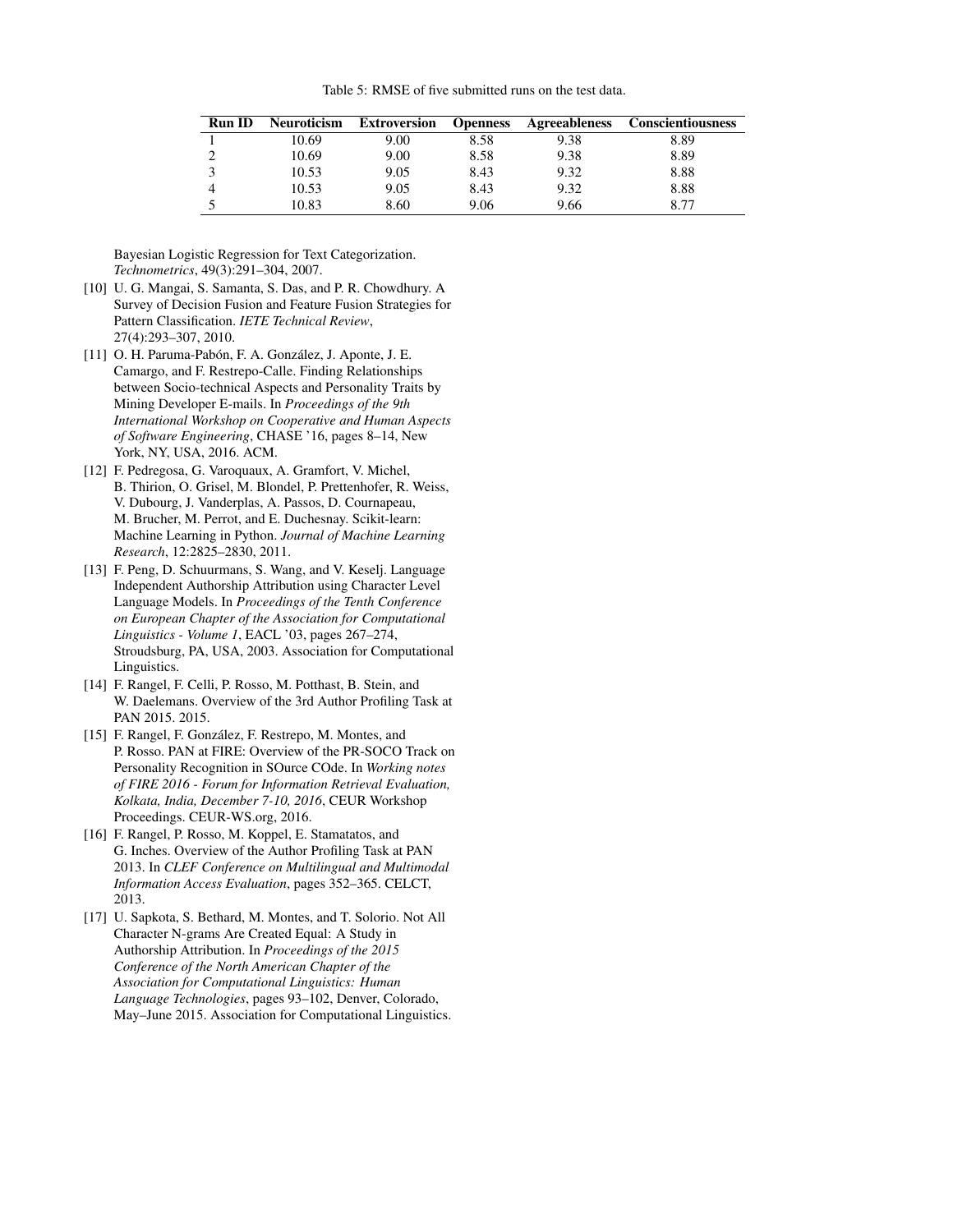Table 5: RMSE of five submitted runs on the test data.

| Run ID | Neuroticism | Extroversion | Openness | Agreeableness | Conscientiousness |
|---|---|---|---|---|---|
| 1 | 10.69 | 9.00 | 8.58 | 9.38 | 8.89 |
| 2 | 10.69 | 9.00 | 8.58 | 9.38 | 8.89 |
| 3 | 10.53 | 9.05 | 8.43 | 9.32 | 8.88 |
| 4 | 10.53 | 9.05 | 8.43 | 9.32 | 8.88 |
| 5 | 10.83 | 8.60 | 9.06 | 9.66 | 8.77 |

Bayesian Logistic Regression for Text Categorization. *Technometrics*, 49(3):291–304, 2007.

[10] U. G. Mangai, S. Samanta, S. Das, and P. R. Chowdhury. A Survey of Decision Fusion and Feature Fusion Strategies for Pattern Classification. *IETE Technical Review*, 27(4):293–307, 2010.

[11] O. H. Paruma-Pabón, F. A. González, J. Aponte, J. E. Camargo, and F. Restrepo-Calle. Finding Relationships between Socio-technical Aspects and Personality Traits by Mining Developer E-mails. In *Proceedings of the 9th International Workshop on Cooperative and Human Aspects of Software Engineering*, CHASE '16, pages 8–14, New York, NY, USA, 2016. ACM.

[12] F. Pedregosa, G. Varoquaux, A. Gramfort, V. Michel, B. Thirion, O. Grisel, M. Blondel, P. Prettenhofer, R. Weiss, V. Dubourg, J. Vanderplas, A. Passos, D. Cournapeau, M. Brucher, M. Perrot, and E. Duchesnay. Scikit-learn: Machine Learning in Python. *Journal of Machine Learning Research*, 12:2825–2830, 2011.

[13] F. Peng, D. Schuurmans, S. Wang, and V. Keselj. Language Independent Authorship Attribution using Character Level Language Models. In *Proceedings of the Tenth Conference on European Chapter of the Association for Computational Linguistics - Volume 1*, EACL '03, pages 267–274, Stroudsburg, PA, USA, 2003. Association for Computational Linguistics.

[14] F. Rangel, F. Celli, P. Rosso, M. Potthast, B. Stein, and W. Daelemans. Overview of the 3rd Author Profiling Task at PAN 2015. 2015.

[15] F. Rangel, F. González, F. Restrepo, M. Montes, and P. Rosso. PAN at FIRE: Overview of the PR-SOCO Track on Personality Recognition in SOurce COde. In *Working notes of FIRE 2016 - Forum for Information Retrieval Evaluation, Kolkata, India, December 7-10, 2016*, CEUR Workshop Proceedings. CEUR-WS.org, 2016.

[16] F. Rangel, P. Rosso, M. Koppel, E. Stamatatos, and G. Inches. Overview of the Author Profiling Task at PAN 2013. In *CLEF Conference on Multilingual and Multimodal Information Access Evaluation*, pages 352–365. CELCT, 2013.

[17] U. Sapkota, S. Bethard, M. Montes, and T. Solorio. Not All Character N-grams Are Created Equal: A Study in Authorship Attribution. In *Proceedings of the 2015 Conference of the North American Chapter of the Association for Computational Linguistics: Human Language Technologies*, pages 93–102, Denver, Colorado, May–June 2015. Association for Computational Linguistics.